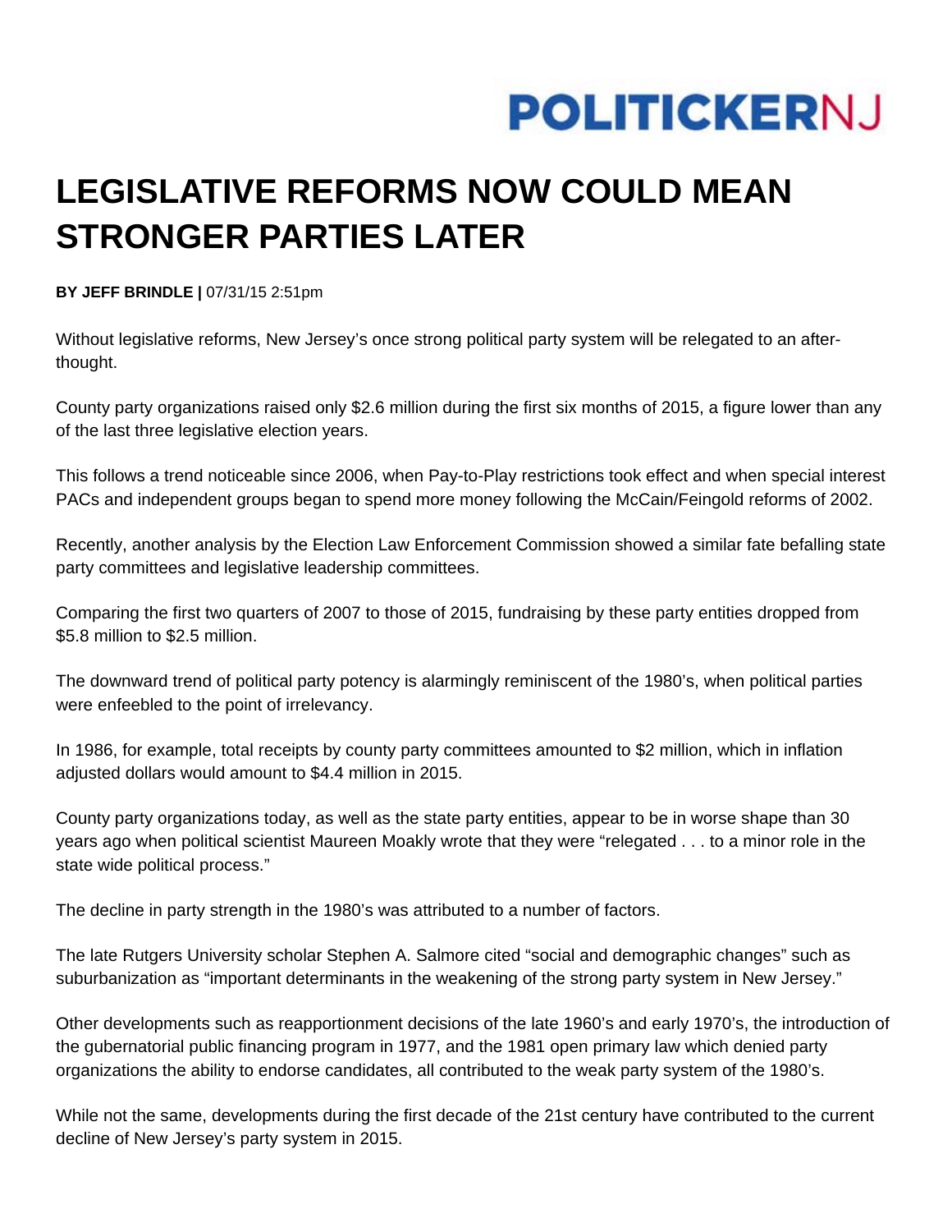POLITICKERNJ

# LEGISLATIVE REFORMS NOW COULD MEAN STRONGER PARTIES LATER

**BY JEFF BRINDLE |** 07/31/15 2:51pm

Without legislative reforms, New Jersey's once strong political party system will be relegated to an after-thought.

County party organizations raised only $2.6 million during the first six months of 2015, a figure lower than any of the last three legislative election years.

This follows a trend noticeable since 2006, when Pay-to-Play restrictions took effect and when special interest PACs and independent groups began to spend more money following the McCain/Feingold reforms of 2002.

Recently, another analysis by the Election Law Enforcement Commission showed a similar fate befalling state party committees and legislative leadership committees.

Comparing the first two quarters of 2007 to those of 2015, fundraising by these party entities dropped from $5.8 million to $2.5 million.

The downward trend of political party potency is alarmingly reminiscent of the 1980's, when political parties were enfeebled to the point of irrelevancy.

In 1986, for example, total receipts by county party committees amounted to $2 million, which in inflation adjusted dollars would amount to $4.4 million in 2015.

County party organizations today, as well as the state party entities, appear to be in worse shape than 30 years ago when political scientist Maureen Moakly wrote that they were "relegated . . . to a minor role in the state wide political process."

The decline in party strength in the 1980's was attributed to a number of factors.

The late Rutgers University scholar Stephen A. Salmore cited "social and demographic changes" such as suburbanization as "important determinants in the weakening of the strong party system in New Jersey."

Other developments such as reapportionment decisions of the late 1960's and early 1970's, the introduction of the gubernatorial public financing program in 1977, and the 1981 open primary law which denied party organizations the ability to endorse candidates, all contributed to the weak party system of the 1980's.

While not the same, developments during the first decade of the 21st century have contributed to the current decline of New Jersey's party system in 2015.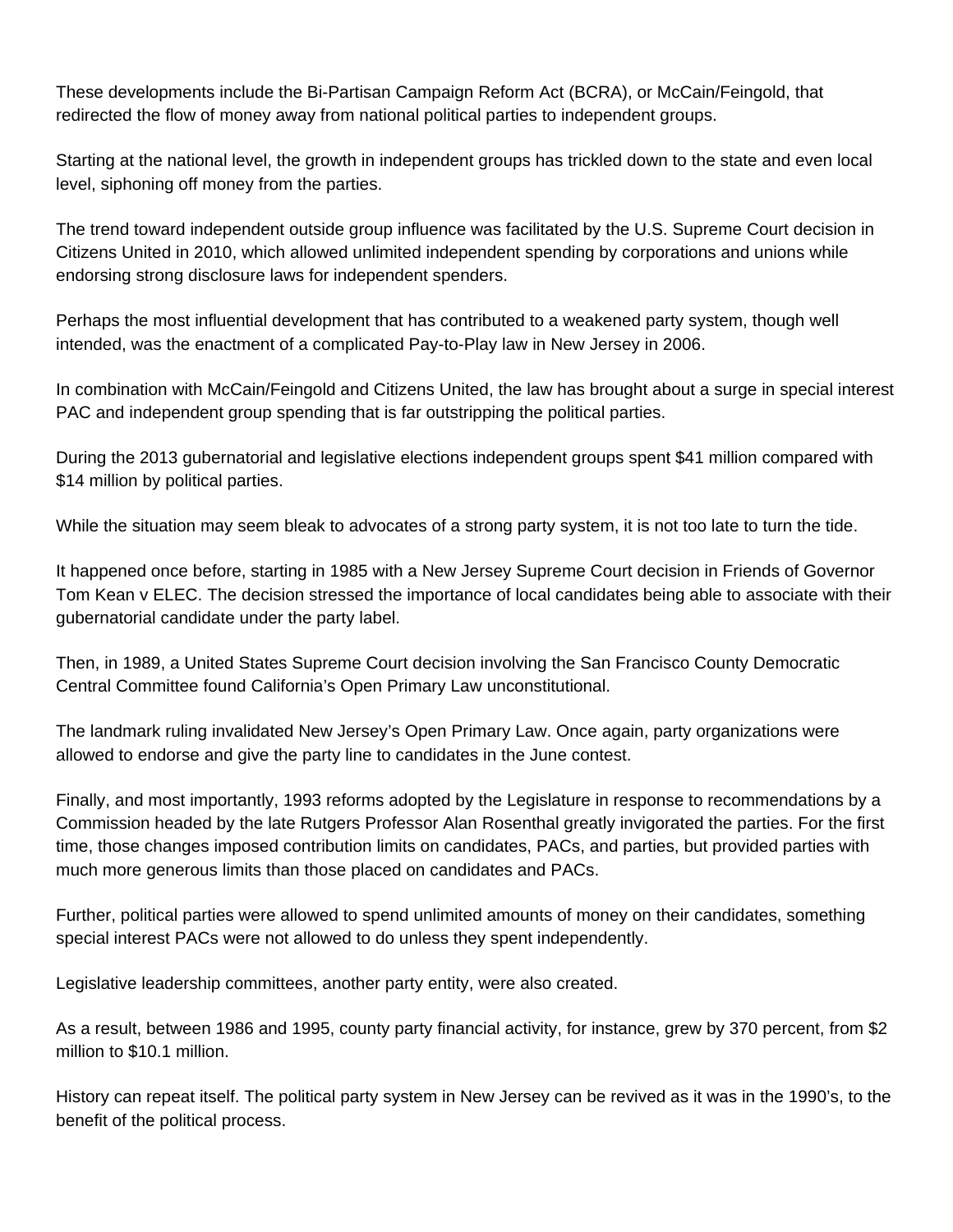These developments include the Bi-Partisan Campaign Reform Act (BCRA), or McCain/Feingold, that redirected the flow of money away from national political parties to independent groups.

Starting at the national level, the growth in independent groups has trickled down to the state and even local level, siphoning off money from the parties.

The trend toward independent outside group influence was facilitated by the U.S. Supreme Court decision in Citizens United in 2010, which allowed unlimited independent spending by corporations and unions while endorsing strong disclosure laws for independent spenders.

Perhaps the most influential development that has contributed to a weakened party system, though well intended, was the enactment of a complicated Pay-to-Play law in New Jersey in 2006.

In combination with McCain/Feingold and Citizens United, the law has brought about a surge in special interest PAC and independent group spending that is far outstripping the political parties.

During the 2013 gubernatorial and legislative elections independent groups spent $41 million compared with $14 million by political parties.

While the situation may seem bleak to advocates of a strong party system, it is not too late to turn the tide.

It happened once before, starting in 1985 with a New Jersey Supreme Court decision in Friends of Governor Tom Kean v ELEC. The decision stressed the importance of local candidates being able to associate with their gubernatorial candidate under the party label.

Then, in 1989, a United States Supreme Court decision involving the San Francisco County Democratic Central Committee found California's Open Primary Law unconstitutional.

The landmark ruling invalidated New Jersey's Open Primary Law. Once again, party organizations were allowed to endorse and give the party line to candidates in the June contest.

Finally, and most importantly, 1993 reforms adopted by the Legislature in response to recommendations by a Commission headed by the late Rutgers Professor Alan Rosenthal greatly invigorated the parties. For the first time, those changes imposed contribution limits on candidates, PACs, and parties, but provided parties with much more generous limits than those placed on candidates and PACs.

Further, political parties were allowed to spend unlimited amounts of money on their candidates, something special interest PACs were not allowed to do unless they spent independently.

Legislative leadership committees, another party entity, were also created.

As a result, between 1986 and 1995, county party financial activity, for instance, grew by 370 percent, from $2 million to $10.1 million.

History can repeat itself. The political party system in New Jersey can be revived as it was in the 1990's, to the benefit of the political process.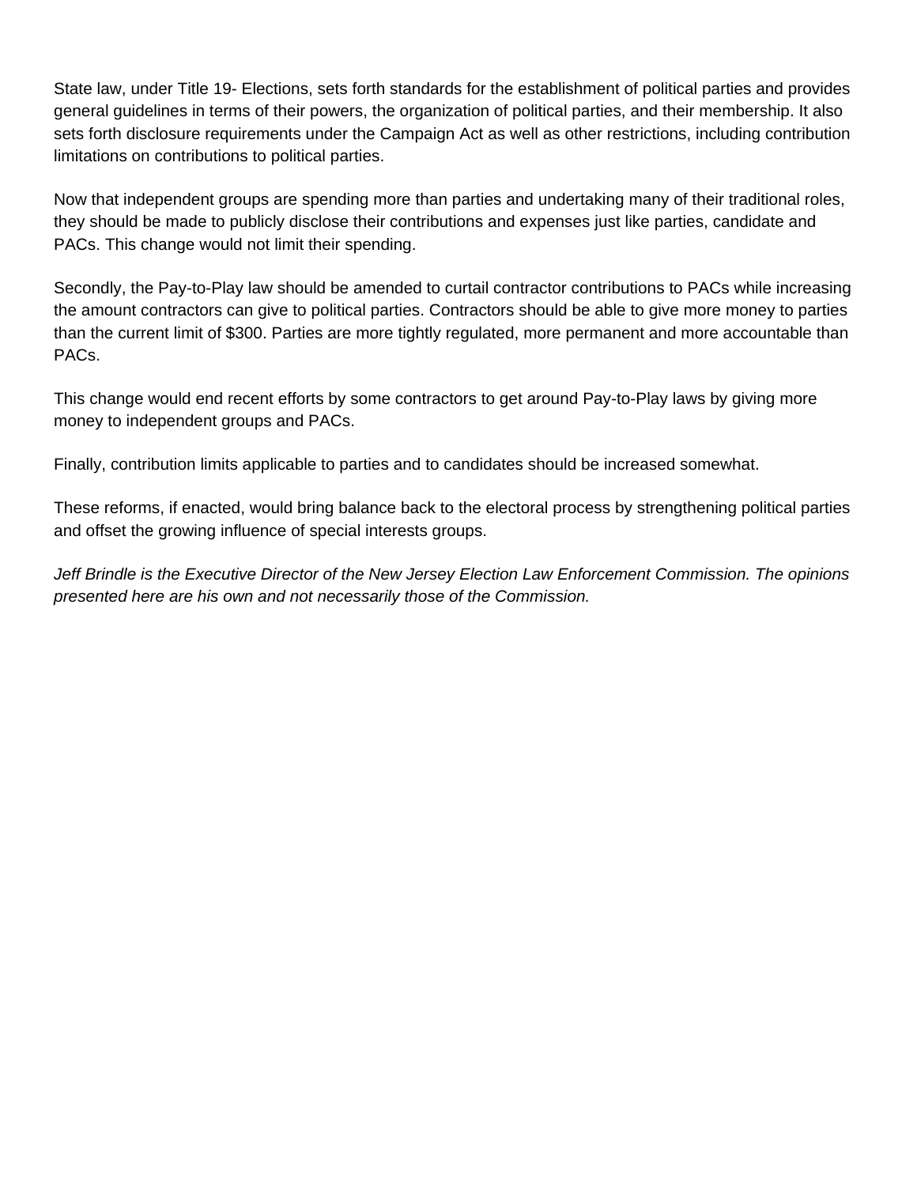State law, under Title 19- Elections, sets forth standards for the establishment of political parties and provides general guidelines in terms of their powers, the organization of political parties, and their membership. It also sets forth disclosure requirements under the Campaign Act as well as other restrictions, including contribution limitations on contributions to political parties.

Now that independent groups are spending more than parties and undertaking many of their traditional roles, they should be made to publicly disclose their contributions and expenses just like parties, candidate and PACs. This change would not limit their spending.

Secondly, the Pay-to-Play law should be amended to curtail contractor contributions to PACs while increasing the amount contractors can give to political parties. Contractors should be able to give more money to parties than the current limit of $300. Parties are more tightly regulated, more permanent and more accountable than PACs.

This change would end recent efforts by some contractors to get around Pay-to-Play laws by giving more money to independent groups and PACs.

Finally, contribution limits applicable to parties and to candidates should be increased somewhat.

These reforms, if enacted, would bring balance back to the electoral process by strengthening political parties and offset the growing influence of special interests groups.

*Jeff Brindle is the Executive Director of the New Jersey Election Law Enforcement Commission. The opinions presented here are his own and not necessarily those of the Commission.*